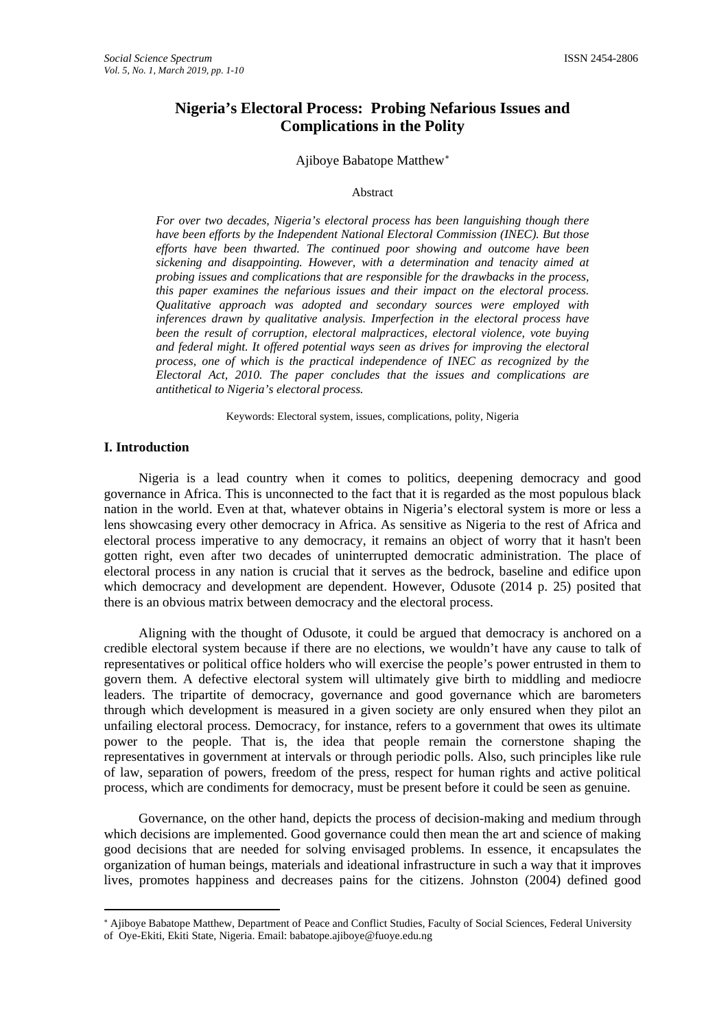# Nigeria's Electoral Process: Probing Nefarious Issues and Complications in the Polity

Ajiboye Babatope Matthew*

## Abstract

*For over two decades, Nigeria's electoral process has been languishing though there have been efforts by the Independent National Electoral Commission (INEC). But those efforts have been thwarted. The continued poor showing and outcome have been sickening and disappointing. However, with a determination and tenacity aimed at probing issues and complications that are responsible for the drawbacks in the process, this paper examines the nefarious issues and their impact on the electoral process. Qualitative approach was adopted and secondary sources were employed with inferences drawn by qualitative analysis. Imperfection in the electoral process have been the result of corruption, electoral malpractices, electoral violence, vote buying and federal might. It offered potential ways seen as drives for improving the electoral process, one of which is the practical independence of INEC as recognized by the Electoral Act, 2010. The paper concludes that the issues and complications are antithetical to Nigeria's electoral process.*

Keywords: Electoral system, issues, complications, polity, Nigeria

## I. Introduction

Nigeria is a lead country when it comes to politics, deepening democracy and good governance in Africa. This is unconnected to the fact that it is regarded as the most populous black nation in the world. Even at that, whatever obtains in Nigeria's electoral system is more or less a lens showcasing every other democracy in Africa. As sensitive as Nigeria to the rest of Africa and electoral process imperative to any democracy, it remains an object of worry that it hasn't been gotten right, even after two decades of uninterrupted democratic administration. The place of electoral process in any nation is crucial that it serves as the bedrock, baseline and edifice upon which democracy and development are dependent. However, Odusote (2014 p. 25) posited that there is an obvious matrix between democracy and the electoral process.

Aligning with the thought of Odusote, it could be argued that democracy is anchored on a credible electoral system because if there are no elections, we wouldn't have any cause to talk of representatives or political office holders who will exercise the people's power entrusted in them to govern them. A defective electoral system will ultimately give birth to middling and mediocre leaders. The tripartite of democracy, governance and good governance which are barometers through which development is measured in a given society are only ensured when they pilot an unfailing electoral process. Democracy, for instance, refers to a government that owes its ultimate power to the people. That is, the idea that people remain the cornerstone shaping the representatives in government at intervals or through periodic polls. Also, such principles like rule of law, separation of powers, freedom of the press, respect for human rights and active political process, which are condiments for democracy, must be present before it could be seen as genuine.

Governance, on the other hand, depicts the process of decision-making and medium through which decisions are implemented. Good governance could then mean the art and science of making good decisions that are needed for solving envisaged problems. In essence, it encapsulates the organization of human beings, materials and ideational infrastructure in such a way that it improves lives, promotes happiness and decreases pains for the citizens. Johnston (2004) defined good

---

* Ajiboye Babatope Matthew, Department of Peace and Conflict Studies, Faculty of Social Sciences, Federal University of Oye-Ekiti, Ekiti State, Nigeria. Email: babatope.ajiboye@fuoye.edu.ng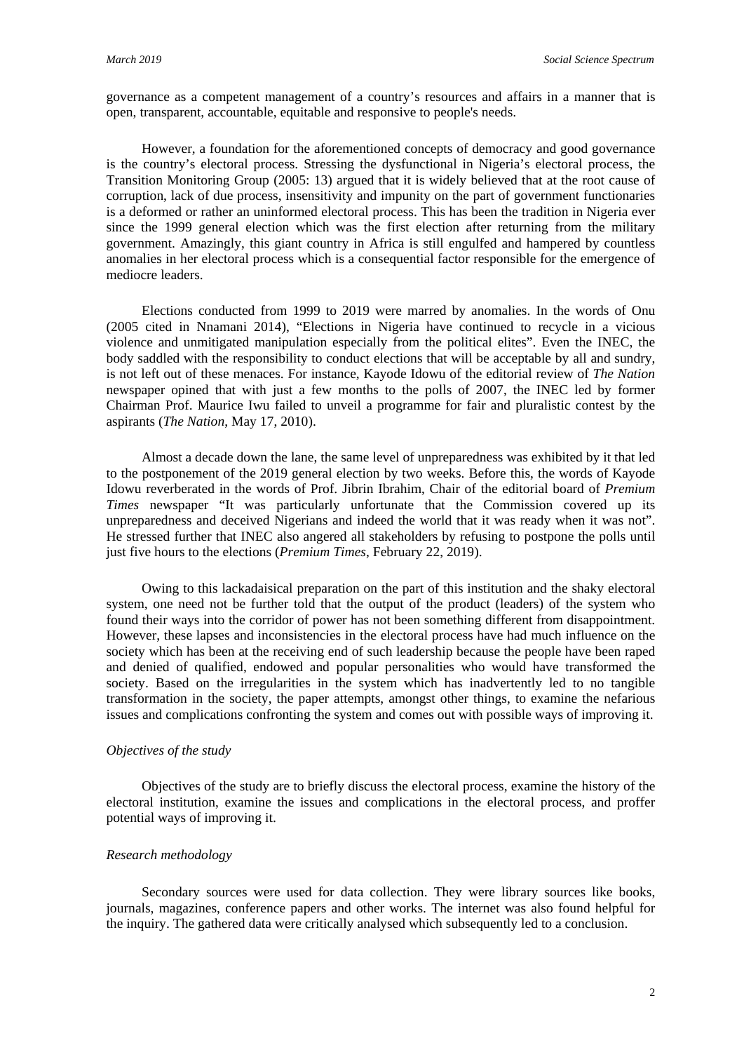governance as a competent management of a country's resources and affairs in a manner that is open, transparent, accountable, equitable and responsive to people's needs.

However, a foundation for the aforementioned concepts of democracy and good governance is the country's electoral process. Stressing the dysfunctional in Nigeria's electoral process, the Transition Monitoring Group (2005: 13) argued that it is widely believed that at the root cause of corruption, lack of due process, insensitivity and impunity on the part of government functionaries is a deformed or rather an uninformed electoral process. This has been the tradition in Nigeria ever since the 1999 general election which was the first election after returning from the military government. Amazingly, this giant country in Africa is still engulfed and hampered by countless anomalies in her electoral process which is a consequential factor responsible for the emergence of mediocre leaders.

Elections conducted from 1999 to 2019 were marred by anomalies. In the words of Onu (2005 cited in Nnamani 2014), "Elections in Nigeria have continued to recycle in a vicious violence and unmitigated manipulation especially from the political elites". Even the INEC, the body saddled with the responsibility to conduct elections that will be acceptable by all and sundry, is not left out of these menaces. For instance, Kayode Idowu of the editorial review of *The Nation* newspaper opined that with just a few months to the polls of 2007, the INEC led by former Chairman Prof. Maurice Iwu failed to unveil a programme for fair and pluralistic contest by the aspirants (*The Nation*, May 17, 2010).

Almost a decade down the lane, the same level of unpreparedness was exhibited by it that led to the postponement of the 2019 general election by two weeks. Before this, the words of Kayode Idowu reverberated in the words of Prof. Jibrin Ibrahim, Chair of the editorial board of *Premium Times* newspaper "It was particularly unfortunate that the Commission covered up its unpreparedness and deceived Nigerians and indeed the world that it was ready when it was not". He stressed further that INEC also angered all stakeholders by refusing to postpone the polls until just five hours to the elections (*Premium Times*, February 22, 2019).

Owing to this lackadaisical preparation on the part of this institution and the shaky electoral system, one need not be further told that the output of the product (leaders) of the system who found their ways into the corridor of power has not been something different from disappointment. However, these lapses and inconsistencies in the electoral process have had much influence on the society which has been at the receiving end of such leadership because the people have been raped and denied of qualified, endowed and popular personalities who would have transformed the society. Based on the irregularities in the system which has inadvertently led to no tangible transformation in the society, the paper attempts, amongst other things, to examine the nefarious issues and complications confronting the system and comes out with possible ways of improving it.

### *Objectives of the study*

Objectives of the study are to briefly discuss the electoral process, examine the history of the electoral institution, examine the issues and complications in the electoral process, and proffer potential ways of improving it.

### *Research methodology*

Secondary sources were used for data collection. They were library sources like books, journals, magazines, conference papers and other works. The internet was also found helpful for the inquiry. The gathered data were critically analysed which subsequently led to a conclusion.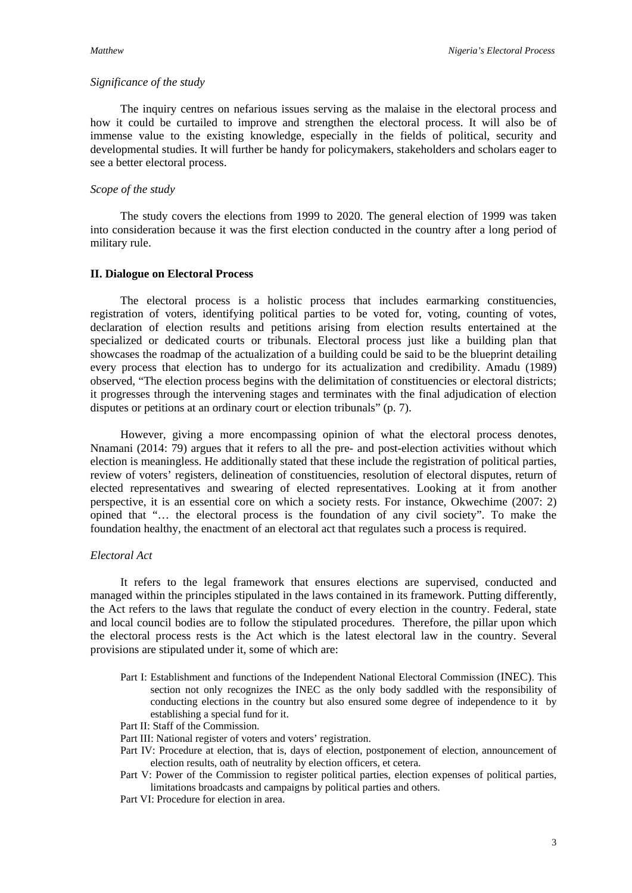*Significance of the study*

The inquiry centres on nefarious issues serving as the malaise in the electoral process and how it could be curtailed to improve and strengthen the electoral process. It will also be of immense value to the existing knowledge, especially in the fields of political, security and developmental studies. It will further be handy for policymakers, stakeholders and scholars eager to see a better electoral process.

*Scope of the study*

The study covers the elections from 1999 to 2020. The general election of 1999 was taken into consideration because it was the first election conducted in the country after a long period of military rule.

## II. Dialogue on Electoral Process

The electoral process is a holistic process that includes earmarking constituencies, registration of voters, identifying political parties to be voted for, voting, counting of votes, declaration of election results and petitions arising from election results entertained at the specialized or dedicated courts or tribunals. Electoral process just like a building plan that showcases the roadmap of the actualization of a building could be said to be the blueprint detailing every process that election has to undergo for its actualization and credibility. Amadu (1989) observed, "The election process begins with the delimitation of constituencies or electoral districts; it progresses through the intervening stages and terminates with the final adjudication of election disputes or petitions at an ordinary court or election tribunals" (p. 7).

However, giving a more encompassing opinion of what the electoral process denotes, Nnamani (2014: 79) argues that it refers to all the pre- and post-election activities without which election is meaningless. He additionally stated that these include the registration of political parties, review of voters' registers, delineation of constituencies, resolution of electoral disputes, return of elected representatives and swearing of elected representatives. Looking at it from another perspective, it is an essential core on which a society rests. For instance, Okwechime (2007: 2) opined that "… the electoral process is the foundation of any civil society". To make the foundation healthy, the enactment of an electoral act that regulates such a process is required.

*Electoral Act*

It refers to the legal framework that ensures elections are supervised, conducted and managed within the principles stipulated in the laws contained in its framework. Putting differently, the Act refers to the laws that regulate the conduct of every election in the country. Federal, state and local council bodies are to follow the stipulated procedures. Therefore, the pillar upon which the electoral process rests is the Act which is the latest electoral law in the country. Several provisions are stipulated under it, some of which are:

- Part I: Establishment and functions of the Independent National Electoral Commission (INEC). This section not only recognizes the INEC as the only body saddled with the responsibility of conducting elections in the country but also ensured some degree of independence to it by establishing a special fund for it.
- Part II: Staff of the Commission.
- Part III: National register of voters and voters' registration.
- Part IV: Procedure at election, that is, days of election, postponement of election, announcement of election results, oath of neutrality by election officers, et cetera.
- Part V: Power of the Commission to register political parties, election expenses of political parties, limitations broadcasts and campaigns by political parties and others.
- Part VI: Procedure for election in area.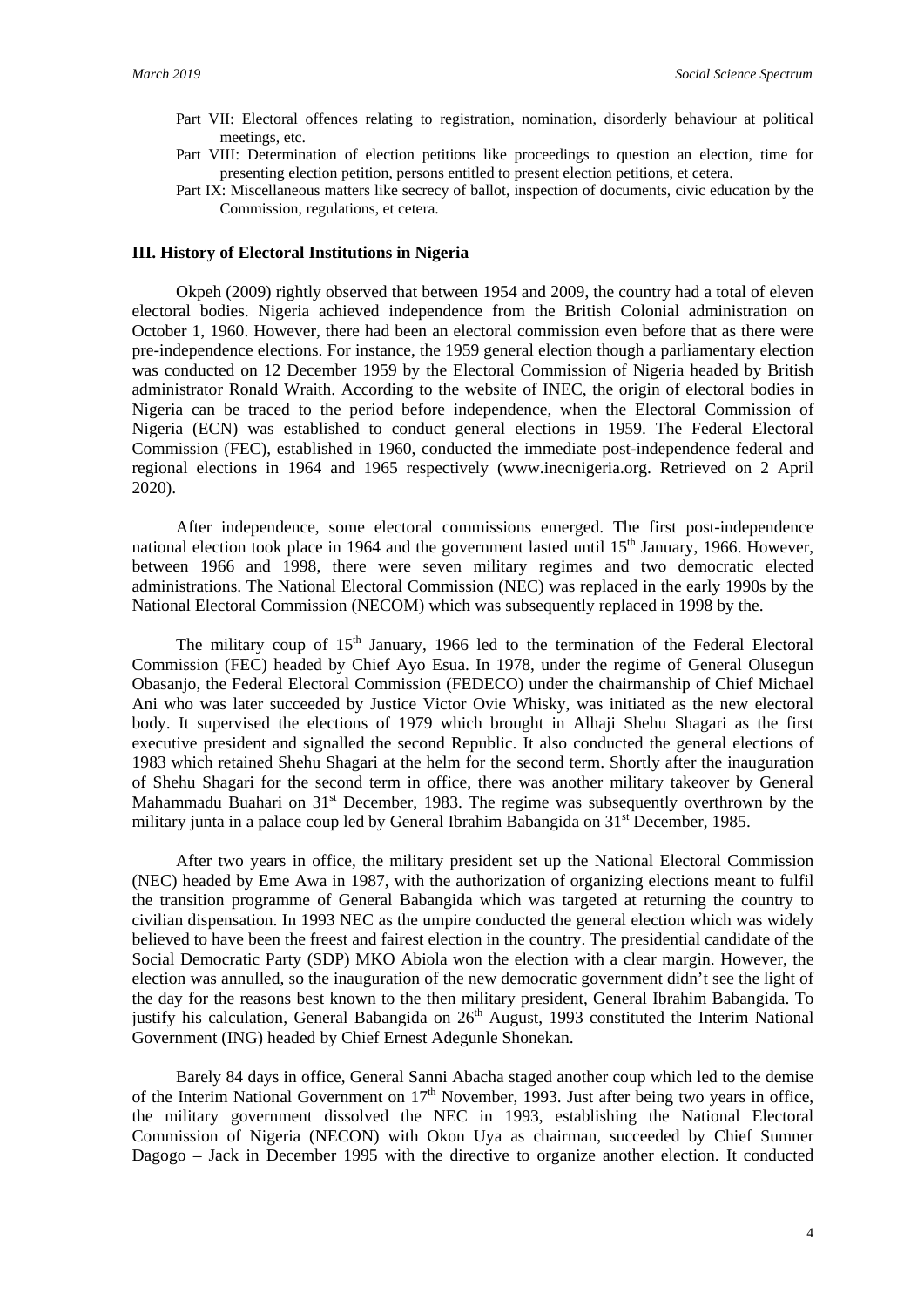Part VII: Electoral offences relating to registration, nomination, disorderly behaviour at political meetings, etc.

Part VIII: Determination of election petitions like proceedings to question an election, time for presenting election petition, persons entitled to present election petitions, et cetera.

Part IX: Miscellaneous matters like secrecy of ballot, inspection of documents, civic education by the Commission, regulations, et cetera.

### III. History of Electoral Institutions in Nigeria

Okpeh (2009) rightly observed that between 1954 and 2009, the country had a total of eleven electoral bodies. Nigeria achieved independence from the British Colonial administration on October 1, 1960. However, there had been an electoral commission even before that as there were pre-independence elections. For instance, the 1959 general election though a parliamentary election was conducted on 12 December 1959 by the Electoral Commission of Nigeria headed by British administrator Ronald Wraith. According to the website of INEC, the origin of electoral bodies in Nigeria can be traced to the period before independence, when the Electoral Commission of Nigeria (ECN) was established to conduct general elections in 1959. The Federal Electoral Commission (FEC), established in 1960, conducted the immediate post-independence federal and regional elections in 1964 and 1965 respectively (www.inecnigeria.org. Retrieved on 2 April 2020).

After independence, some electoral commissions emerged. The first post-independence national election took place in 1964 and the government lasted until 15th January, 1966. However, between 1966 and 1998, there were seven military regimes and two democratic elected administrations. The National Electoral Commission (NEC) was replaced in the early 1990s by the National Electoral Commission (NECOM) which was subsequently replaced in 1998 by the.

The military coup of 15th January, 1966 led to the termination of the Federal Electoral Commission (FEC) headed by Chief Ayo Esua. In 1978, under the regime of General Olusegun Obasanjo, the Federal Electoral Commission (FEDECO) under the chairmanship of Chief Michael Ani who was later succeeded by Justice Victor Ovie Whisky, was initiated as the new electoral body. It supervised the elections of 1979 which brought in Alhaji Shehu Shagari as the first executive president and signalled the second Republic. It also conducted the general elections of 1983 which retained Shehu Shagari at the helm for the second term. Shortly after the inauguration of Shehu Shagari for the second term in office, there was another military takeover by General Mahammadu Buahari on 31st December, 1983. The regime was subsequently overthrown by the military junta in a palace coup led by General Ibrahim Babangida on 31st December, 1985.

After two years in office, the military president set up the National Electoral Commission (NEC) headed by Eme Awa in 1987, with the authorization of organizing elections meant to fulfil the transition programme of General Babangida which was targeted at returning the country to civilian dispensation. In 1993 NEC as the umpire conducted the general election which was widely believed to have been the freest and fairest election in the country. The presidential candidate of the Social Democratic Party (SDP) MKO Abiola won the election with a clear margin. However, the election was annulled, so the inauguration of the new democratic government didn't see the light of the day for the reasons best known to the then military president, General Ibrahim Babangida. To justify his calculation, General Babangida on 26th August, 1993 constituted the Interim National Government (ING) headed by Chief Ernest Adegunle Shonekan.

Barely 84 days in office, General Sanni Abacha staged another coup which led to the demise of the Interim National Government on 17th November, 1993. Just after being two years in office, the military government dissolved the NEC in 1993, establishing the National Electoral Commission of Nigeria (NECON) with Okon Uya as chairman, succeeded by Chief Sumner Dagogo – Jack in December 1995 with the directive to organize another election. It conducted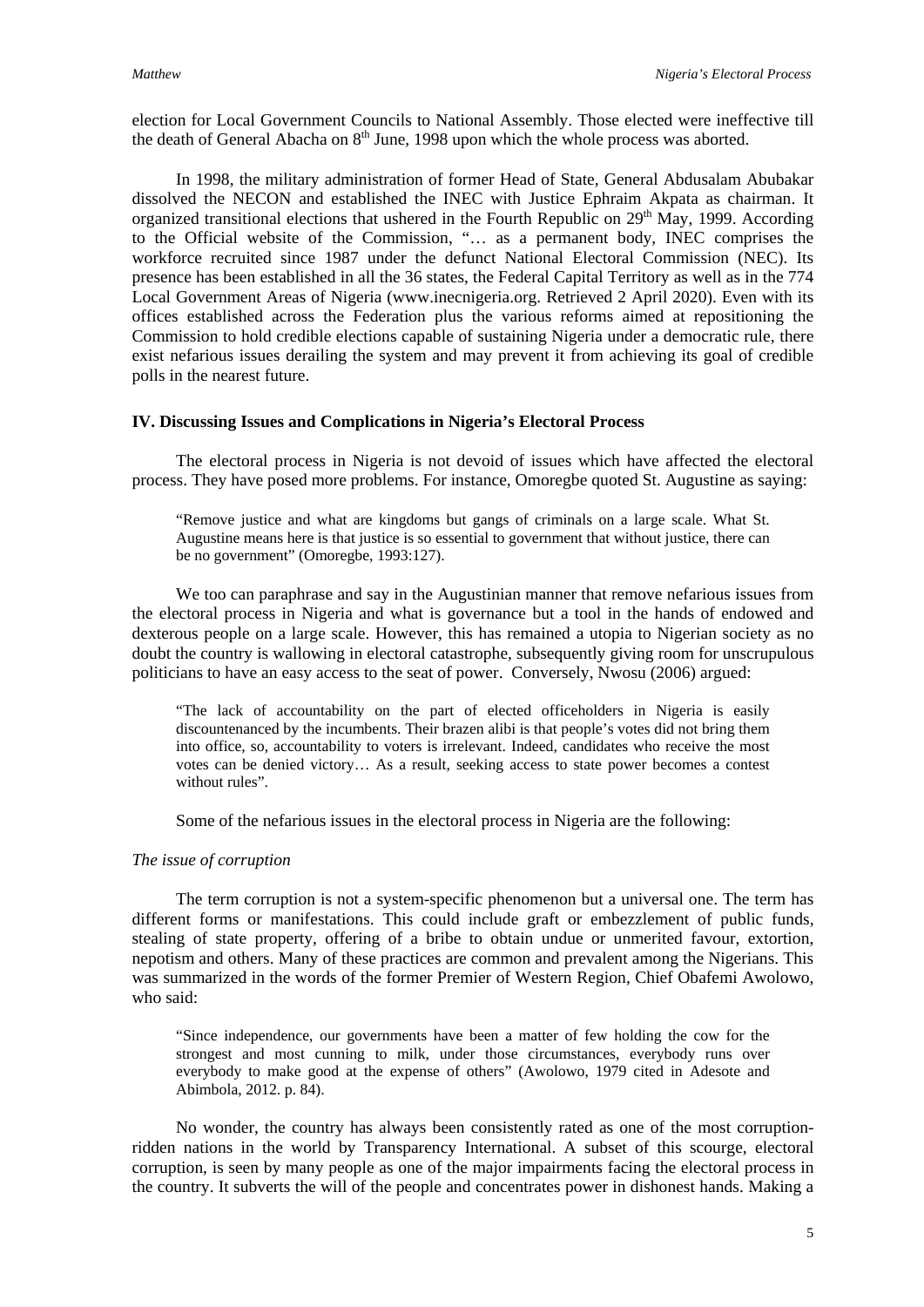election for Local Government Councils to National Assembly. Those elected were ineffective till the death of General Abacha on 8th June, 1998 upon which the whole process was aborted.

In 1998, the military administration of former Head of State, General Abdusalam Abubakar dissolved the NECON and established the INEC with Justice Ephraim Akpata as chairman. It organized transitional elections that ushered in the Fourth Republic on 29th May, 1999. According to the Official website of the Commission, "… as a permanent body, INEC comprises the workforce recruited since 1987 under the defunct National Electoral Commission (NEC). Its presence has been established in all the 36 states, the Federal Capital Territory as well as in the 774 Local Government Areas of Nigeria (www.inecnigeria.org. Retrieved 2 April 2020). Even with its offices established across the Federation plus the various reforms aimed at repositioning the Commission to hold credible elections capable of sustaining Nigeria under a democratic rule, there exist nefarious issues derailing the system and may prevent it from achieving its goal of credible polls in the nearest future.

## IV. Discussing Issues and Complications in Nigeria's Electoral Process

The electoral process in Nigeria is not devoid of issues which have affected the electoral process. They have posed more problems. For instance, Omoregbe quoted St. Augustine as saying:

> "Remove justice and what are kingdoms but gangs of criminals on a large scale. What St. Augustine means here is that justice is so essential to government that without justice, there can be no government" (Omoregbe, 1993:127).

We too can paraphrase and say in the Augustinian manner that remove nefarious issues from the electoral process in Nigeria and what is governance but a tool in the hands of endowed and dexterous people on a large scale. However, this has remained a utopia to Nigerian society as no doubt the country is wallowing in electoral catastrophe, subsequently giving room for unscrupulous politicians to have an easy access to the seat of power. Conversely, Nwosu (2006) argued:

> "The lack of accountability on the part of elected officeholders in Nigeria is easily discountenanced by the incumbents. Their brazen alibi is that people's votes did not bring them into office, so, accountability to voters is irrelevant. Indeed, candidates who receive the most votes can be denied victory… As a result, seeking access to state power becomes a contest without rules".

Some of the nefarious issues in the electoral process in Nigeria are the following:

*The issue of corruption*

The term corruption is not a system-specific phenomenon but a universal one. The term has different forms or manifestations. This could include graft or embezzlement of public funds, stealing of state property, offering of a bribe to obtain undue or unmerited favour, extortion, nepotism and others. Many of these practices are common and prevalent among the Nigerians. This was summarized in the words of the former Premier of Western Region, Chief Obafemi Awolowo, who said:

> "Since independence, our governments have been a matter of few holding the cow for the strongest and most cunning to milk, under those circumstances, everybody runs over everybody to make good at the expense of others" (Awolowo, 1979 cited in Adesote and Abimbola, 2012. p. 84).

No wonder, the country has always been consistently rated as one of the most corruption-ridden nations in the world by Transparency International. A subset of this scourge, electoral corruption, is seen by many people as one of the major impairments facing the electoral process in the country. It subverts the will of the people and concentrates power in dishonest hands. Making a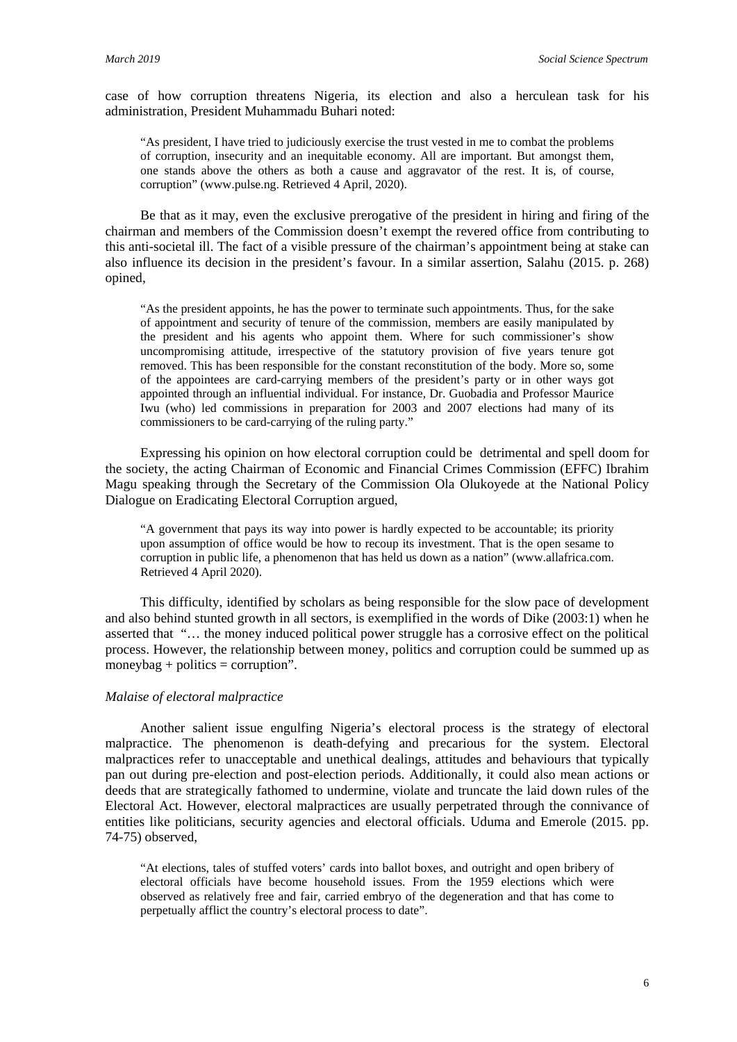case of how corruption threatens Nigeria, its election and also a herculean task for his administration, President Muhammadu Buhari noted:

> "As president, I have tried to judiciously exercise the trust vested in me to combat the problems of corruption, insecurity and an inequitable economy. All are important. But amongst them, one stands above the others as both a cause and aggravator of the rest. It is, of course, corruption" (www.pulse.ng. Retrieved 4 April, 2020).

Be that as it may, even the exclusive prerogative of the president in hiring and firing of the chairman and members of the Commission doesn't exempt the revered office from contributing to this anti-societal ill. The fact of a visible pressure of the chairman's appointment being at stake can also influence its decision in the president's favour. In a similar assertion, Salahu (2015. p. 268) opined,

> "As the president appoints, he has the power to terminate such appointments. Thus, for the sake of appointment and security of tenure of the commission, members are easily manipulated by the president and his agents who appoint them. Where for such commissioner's show uncompromising attitude, irrespective of the statutory provision of five years tenure got removed. This has been responsible for the constant reconstitution of the body. More so, some of the appointees are card-carrying members of the president's party or in other ways got appointed through an influential individual. For instance, Dr. Guobadia and Professor Maurice Iwu (who) led commissions in preparation for 2003 and 2007 elections had many of its commissioners to be card-carrying of the ruling party."

Expressing his opinion on how electoral corruption could be detrimental and spell doom for the society, the acting Chairman of Economic and Financial Crimes Commission (EFFC) Ibrahim Magu speaking through the Secretary of the Commission Ola Olukoyede at the National Policy Dialogue on Eradicating Electoral Corruption argued,

> "A government that pays its way into power is hardly expected to be accountable; its priority upon assumption of office would be how to recoup its investment. That is the open sesame to corruption in public life, a phenomenon that has held us down as a nation" (www.allafrica.com. Retrieved 4 April 2020).

This difficulty, identified by scholars as being responsible for the slow pace of development and also behind stunted growth in all sectors, is exemplified in the words of Dike (2003:1) when he asserted that "… the money induced political power struggle has a corrosive effect on the political process. However, the relationship between money, politics and corruption could be summed up as moneybag + politics = corruption".

*Malaise of electoral malpractice*

Another salient issue engulfing Nigeria's electoral process is the strategy of electoral malpractice. The phenomenon is death-defying and precarious for the system. Electoral malpractices refer to unacceptable and unethical dealings, attitudes and behaviours that typically pan out during pre-election and post-election periods. Additionally, it could also mean actions or deeds that are strategically fathomed to undermine, violate and truncate the laid down rules of the Electoral Act. However, electoral malpractices are usually perpetrated through the connivance of entities like politicians, security agencies and electoral officials. Uduma and Emerole (2015. pp. 74-75) observed,

> "At elections, tales of stuffed voters' cards into ballot boxes, and outright and open bribery of electoral officials have become household issues. From the 1959 elections which were observed as relatively free and fair, carried embryo of the degeneration and that has come to perpetually afflict the country's electoral process to date".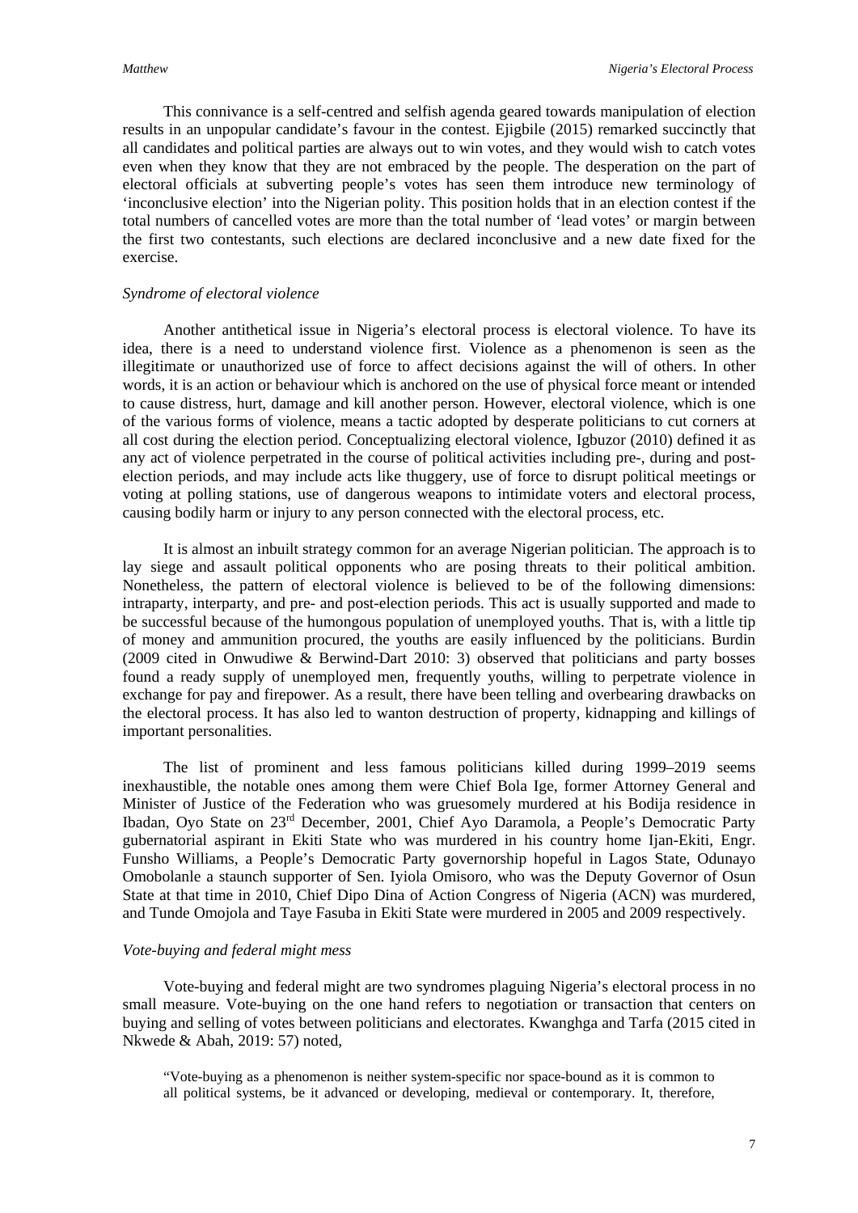This connivance is a self-centred and selfish agenda geared towards manipulation of election results in an unpopular candidate's favour in the contest. Ejigbile (2015) remarked succinctly that all candidates and political parties are always out to win votes, and they would wish to catch votes even when they know that they are not embraced by the people. The desperation on the part of electoral officials at subverting people's votes has seen them introduce new terminology of 'inconclusive election' into the Nigerian polity. This position holds that in an election contest if the total numbers of cancelled votes are more than the total number of 'lead votes' or margin between the first two contestants, such elections are declared inconclusive and a new date fixed for the exercise.

*Syndrome of electoral violence*

Another antithetical issue in Nigeria's electoral process is electoral violence. To have its idea, there is a need to understand violence first. Violence as a phenomenon is seen as the illegitimate or unauthorized use of force to affect decisions against the will of others. In other words, it is an action or behaviour which is anchored on the use of physical force meant or intended to cause distress, hurt, damage and kill another person. However, electoral violence, which is one of the various forms of violence, means a tactic adopted by desperate politicians to cut corners at all cost during the election period. Conceptualizing electoral violence, Igbuzor (2010) defined it as any act of violence perpetrated in the course of political activities including pre-, during and post-election periods, and may include acts like thuggery, use of force to disrupt political meetings or voting at polling stations, use of dangerous weapons to intimidate voters and electoral process, causing bodily harm or injury to any person connected with the electoral process, etc.

It is almost an inbuilt strategy common for an average Nigerian politician. The approach is to lay siege and assault political opponents who are posing threats to their political ambition. Nonetheless, the pattern of electoral violence is believed to be of the following dimensions: intraparty, interparty, and pre- and post-election periods. This act is usually supported and made to be successful because of the humongous population of unemployed youths. That is, with a little tip of money and ammunition procured, the youths are easily influenced by the politicians. Burdin (2009 cited in Onwudiwe & Berwind-Dart 2010: 3) observed that politicians and party bosses found a ready supply of unemployed men, frequently youths, willing to perpetrate violence in exchange for pay and firepower. As a result, there have been telling and overbearing drawbacks on the electoral process. It has also led to wanton destruction of property, kidnapping and killings of important personalities.

The list of prominent and less famous politicians killed during 1999–2019 seems inexhaustible, the notable ones among them were Chief Bola Ige, former Attorney General and Minister of Justice of the Federation who was gruesomely murdered at his Bodija residence in Ibadan, Oyo State on 23rd December, 2001, Chief Ayo Daramola, a People's Democratic Party gubernatorial aspirant in Ekiti State who was murdered in his country home Ijan-Ekiti, Engr. Funsho Williams, a People's Democratic Party governorship hopeful in Lagos State, Odunayo Omobolanle a staunch supporter of Sen. Iyiola Omisoro, who was the Deputy Governor of Osun State at that time in 2010, Chief Dipo Dina of Action Congress of Nigeria (ACN) was murdered, and Tunde Omojola and Taye Fasuba in Ekiti State were murdered in 2005 and 2009 respectively.

*Vote-buying and federal might mess*

Vote-buying and federal might are two syndromes plaguing Nigeria's electoral process in no small measure. Vote-buying on the one hand refers to negotiation or transaction that centers on buying and selling of votes between politicians and electorates. Kwanghga and Tarfa (2015 cited in Nkwede & Abah, 2019: 57) noted,

> "Vote-buying as a phenomenon is neither system-specific nor space-bound as it is common to all political systems, be it advanced or developing, medieval or contemporary. It, therefore,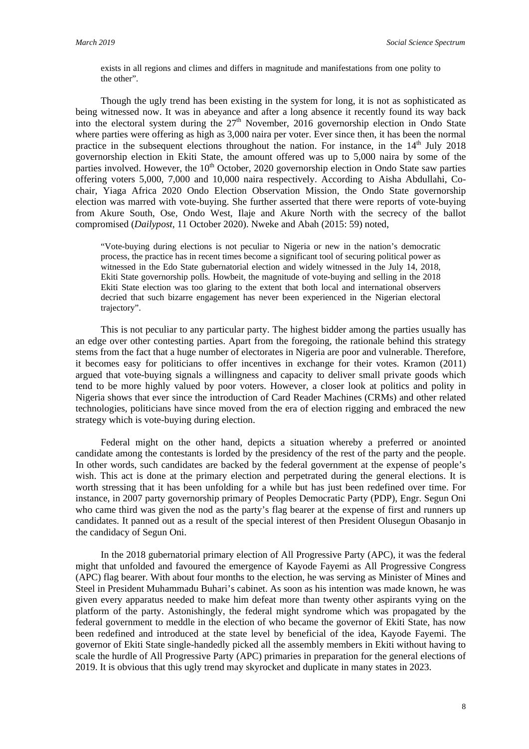exists in all regions and climes and differs in magnitude and manifestations from one polity to the other".

Though the ugly trend has been existing in the system for long, it is not as sophisticated as being witnessed now. It was in abeyance and after a long absence it recently found its way back into the electoral system during the 27th November, 2016 governorship election in Ondo State where parties were offering as high as 3,000 naira per voter. Ever since then, it has been the normal practice in the subsequent elections throughout the nation. For instance, in the 14th July 2018 governorship election in Ekiti State, the amount offered was up to 5,000 naira by some of the parties involved. However, the 10th October, 2020 governorship election in Ondo State saw parties offering voters 5,000, 7,000 and 10,000 naira respectively. According to Aisha Abdullahi, Co-chair, Yiaga Africa 2020 Ondo Election Observation Mission, the Ondo State governorship election was marred with vote-buying. She further asserted that there were reports of vote-buying from Akure South, Ose, Ondo West, Ilaje and Akure North with the secrecy of the ballot compromised (*Dailypost*, 11 October 2020). Nweke and Abah (2015: 59) noted,

> "Vote-buying during elections is not peculiar to Nigeria or new in the nation's democratic process, the practice has in recent times become a significant tool of securing political power as witnessed in the Edo State gubernatorial election and widely witnessed in the July 14, 2018, Ekiti State governorship polls. Howbeit, the magnitude of vote-buying and selling in the 2018 Ekiti State election was too glaring to the extent that both local and international observers decried that such bizarre engagement has never been experienced in the Nigerian electoral trajectory".

This is not peculiar to any particular party. The highest bidder among the parties usually has an edge over other contesting parties. Apart from the foregoing, the rationale behind this strategy stems from the fact that a huge number of electorates in Nigeria are poor and vulnerable. Therefore, it becomes easy for politicians to offer incentives in exchange for their votes. Kramon (2011) argued that vote-buying signals a willingness and capacity to deliver small private goods which tend to be more highly valued by poor voters. However, a closer look at politics and polity in Nigeria shows that ever since the introduction of Card Reader Machines (CRMs) and other related technologies, politicians have since moved from the era of election rigging and embraced the new strategy which is vote-buying during election.

Federal might on the other hand, depicts a situation whereby a preferred or anointed candidate among the contestants is lorded by the presidency of the rest of the party and the people. In other words, such candidates are backed by the federal government at the expense of people's wish. This act is done at the primary election and perpetrated during the general elections. It is worth stressing that it has been unfolding for a while but has just been redefined over time. For instance, in 2007 party governorship primary of Peoples Democratic Party (PDP), Engr. Segun Oni who came third was given the nod as the party's flag bearer at the expense of first and runners up candidates. It panned out as a result of the special interest of then President Olusegun Obasanjo in the candidacy of Segun Oni.

In the 2018 gubernatorial primary election of All Progressive Party (APC), it was the federal might that unfolded and favoured the emergence of Kayode Fayemi as All Progressive Congress (APC) flag bearer. With about four months to the election, he was serving as Minister of Mines and Steel in President Muhammadu Buhari's cabinet. As soon as his intention was made known, he was given every apparatus needed to make him defeat more than twenty other aspirants vying on the platform of the party. Astonishingly, the federal might syndrome which was propagated by the federal government to meddle in the election of who became the governor of Ekiti State, has now been redefined and introduced at the state level by beneficial of the idea, Kayode Fayemi. The governor of Ekiti State single-handedly picked all the assembly members in Ekiti without having to scale the hurdle of All Progressive Party (APC) primaries in preparation for the general elections of 2019. It is obvious that this ugly trend may skyrocket and duplicate in many states in 2023.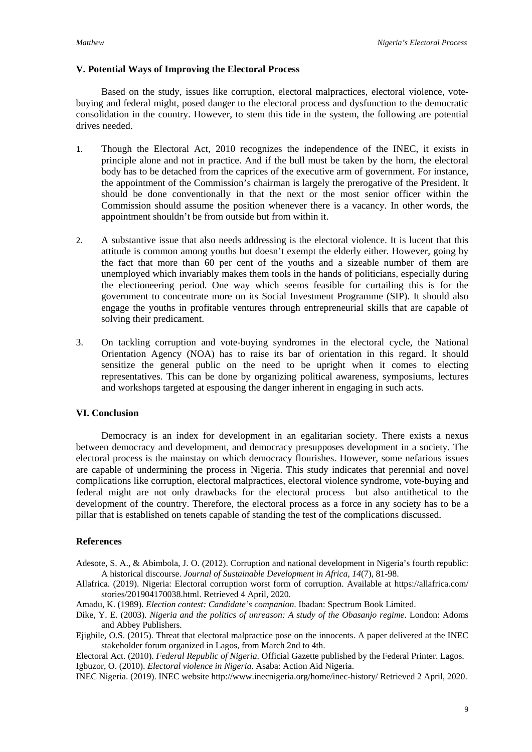## V. Potential Ways of Improving the Electoral Process

Based on the study, issues like corruption, electoral malpractices, electoral violence, vote-buying and federal might, posed danger to the electoral process and dysfunction to the democratic consolidation in the country. However, to stem this tide in the system, the following are potential drives needed.

1. Though the Electoral Act, 2010 recognizes the independence of the INEC, it exists in principle alone and not in practice. And if the bull must be taken by the horn, the electoral body has to be detached from the caprices of the executive arm of government. For instance, the appointment of the Commission's chairman is largely the prerogative of the President. It should be done conventionally in that the next or the most senior officer within the Commission should assume the position whenever there is a vacancy. In other words, the appointment shouldn't be from outside but from within it.

2. A substantive issue that also needs addressing is the electoral violence. It is lucent that this attitude is common among youths but doesn't exempt the elderly either. However, going by the fact that more than 60 per cent of the youths and a sizeable number of them are unemployed which invariably makes them tools in the hands of politicians, especially during the electioneering period. One way which seems feasible for curtailing this is for the government to concentrate more on its Social Investment Programme (SIP). It should also engage the youths in profitable ventures through entrepreneurial skills that are capable of solving their predicament.

3. On tackling corruption and vote-buying syndromes in the electoral cycle, the National Orientation Agency (NOA) has to raise its bar of orientation in this regard. It should sensitize the general public on the need to be upright when it comes to electing representatives. This can be done by organizing political awareness, symposiums, lectures and workshops targeted at espousing the danger inherent in engaging in such acts.

## VI. Conclusion

Democracy is an index for development in an egalitarian society. There exists a nexus between democracy and development, and democracy presupposes development in a society. The electoral process is the mainstay on which democracy flourishes. However, some nefarious issues are capable of undermining the process in Nigeria. This study indicates that perennial and novel complications like corruption, electoral malpractices, electoral violence syndrome, vote-buying and federal might are not only drawbacks for the electoral process but also antithetical to the development of the country. Therefore, the electoral process as a force in any society has to be a pillar that is established on tenets capable of standing the test of the complications discussed.

## References

Adesote, S. A., & Abimbola, J. O. (2012). Corruption and national development in Nigeria's fourth republic: A historical discourse. *Journal of Sustainable Development in Africa, 14*(7), 81-98.

Allafrica. (2019). Nigeria: Electoral corruption worst form of corruption. Available at https://allafrica.com/stories/201904170038.html. Retrieved 4 April, 2020.

Amadu, K. (1989). *Election contest: Candidate's companion*. Ibadan: Spectrum Book Limited.

Dike, Y. E. (2003). *Nigeria and the politics of unreason: A study of the Obasanjo regime*. London: Adoms and Abbey Publishers.

Ejigbile, O.S. (2015). Threat that electoral malpractice pose on the innocents. A paper delivered at the INEC stakeholder forum organized in Lagos, from March 2nd to 4th.

Electoral Act. (2010). *Federal Republic of Nigeria*. Official Gazette published by the Federal Printer. Lagos.

Igbuzor, O. (2010). *Electoral violence in Nigeria*. Asaba: Action Aid Nigeria.

INEC Nigeria. (2019). INEC website http://www.inecnigeria.org/home/inec-history/ Retrieved 2 April, 2020.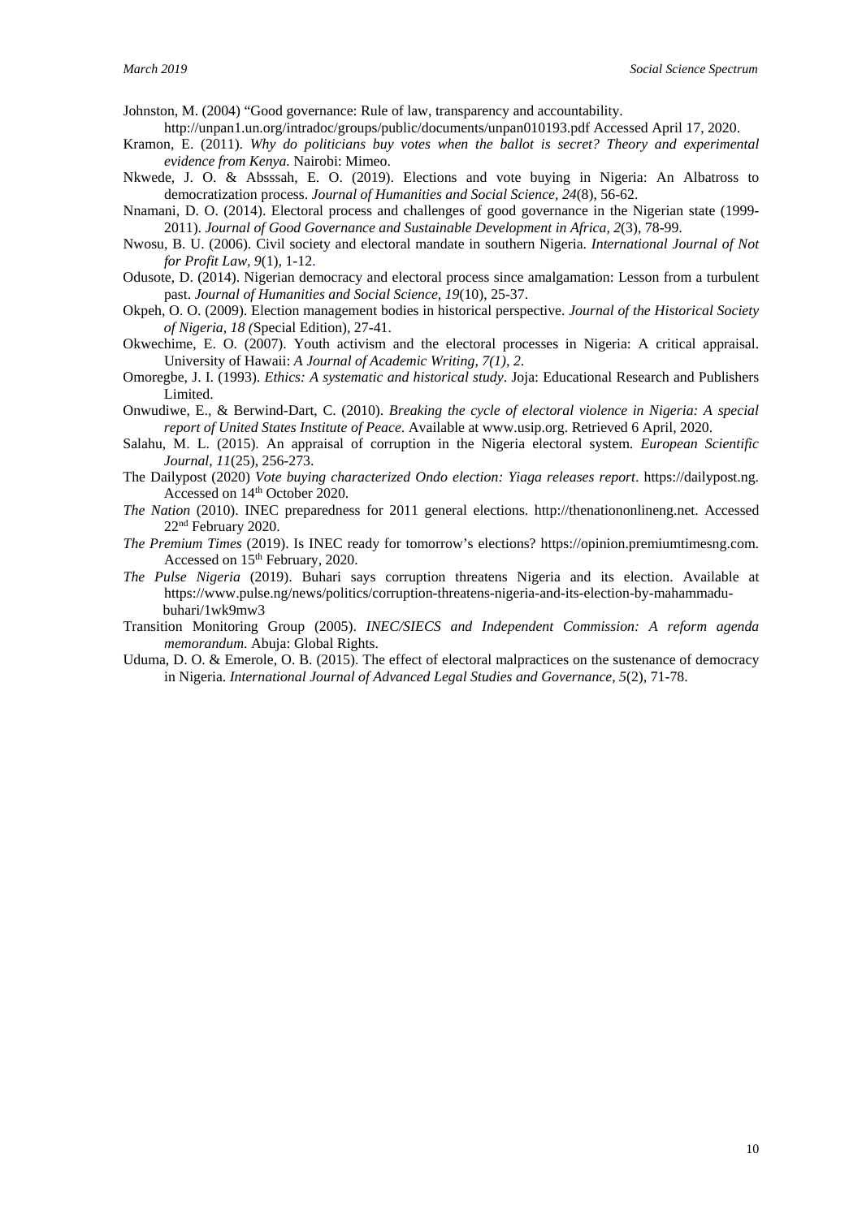Johnston, M. (2004) "Good governance: Rule of law, transparency and accountability. http://unpan1.un.org/intradoc/groups/public/documents/unpan010193.pdf Accessed April 17, 2020.

Kramon, E. (2011). *Why do politicians buy votes when the ballot is secret? Theory and experimental evidence from Kenya.* Nairobi: Mimeo.

Nkwede, J. O. & Absssah, E. O. (2019). Elections and vote buying in Nigeria: An Albatross to democratization process. *Journal of Humanities and Social Science, 24*(8), 56-62.

Nnamani, D. O. (2014). Electoral process and challenges of good governance in the Nigerian state (1999-2011). *Journal of Good Governance and Sustainable Development in Africa, 2*(3), 78-99.

Nwosu, B. U. (2006). Civil society and electoral mandate in southern Nigeria. *International Journal of Not for Profit Law, 9*(1), 1-12.

Odusote, D. (2014). Nigerian democracy and electoral process since amalgamation: Lesson from a turbulent past. *Journal of Humanities and Social Science, 19*(10), 25-37.

Okpeh, O. O. (2009). Election management bodies in historical perspective. *Journal of the Historical Society of Nigeria, 18 (*Special Edition), 27-41.

Okwechime, E. O. (2007). Youth activism and the electoral processes in Nigeria: A critical appraisal. University of Hawaii: *A Journal of Academic Writing, 7(1), 2*.

Omoregbe, J. I. (1993). *Ethics: A systematic and historical study*. Joja: Educational Research and Publishers Limited.

Onwudiwe, E., & Berwind-Dart, C. (2010). *Breaking the cycle of electoral violence in Nigeria: A special report of United States Institute of Peace*. Available at www.usip.org. Retrieved 6 April, 2020.

Salahu, M. L. (2015). An appraisal of corruption in the Nigeria electoral system. *European Scientific Journal, 11*(25), 256-273.

The Dailypost (2020) *Vote buying characterized Ondo election: Yiaga releases report*. https://dailypost.ng. Accessed on 14th October 2020.

*The Nation* (2010). INEC preparedness for 2011 general elections. http://thenationonlineng.net. Accessed 22nd February 2020.

*The Premium Times* (2019). Is INEC ready for tomorrow's elections? https://opinion.premiumtimesng.com. Accessed on 15th February, 2020.

*The Pulse Nigeria* (2019). Buhari says corruption threatens Nigeria and its election. Available at https://www.pulse.ng/news/politics/corruption-threatens-nigeria-and-its-election-by-mahammadu-buhari/1wk9mw3

Transition Monitoring Group (2005). *INEC/SIECS and Independent Commission: A reform agenda memorandum*. Abuja: Global Rights.

Uduma, D. O. & Emerole, O. B. (2015). The effect of electoral malpractices on the sustenance of democracy in Nigeria. *International Journal of Advanced Legal Studies and Governance, 5*(2), 71-78.